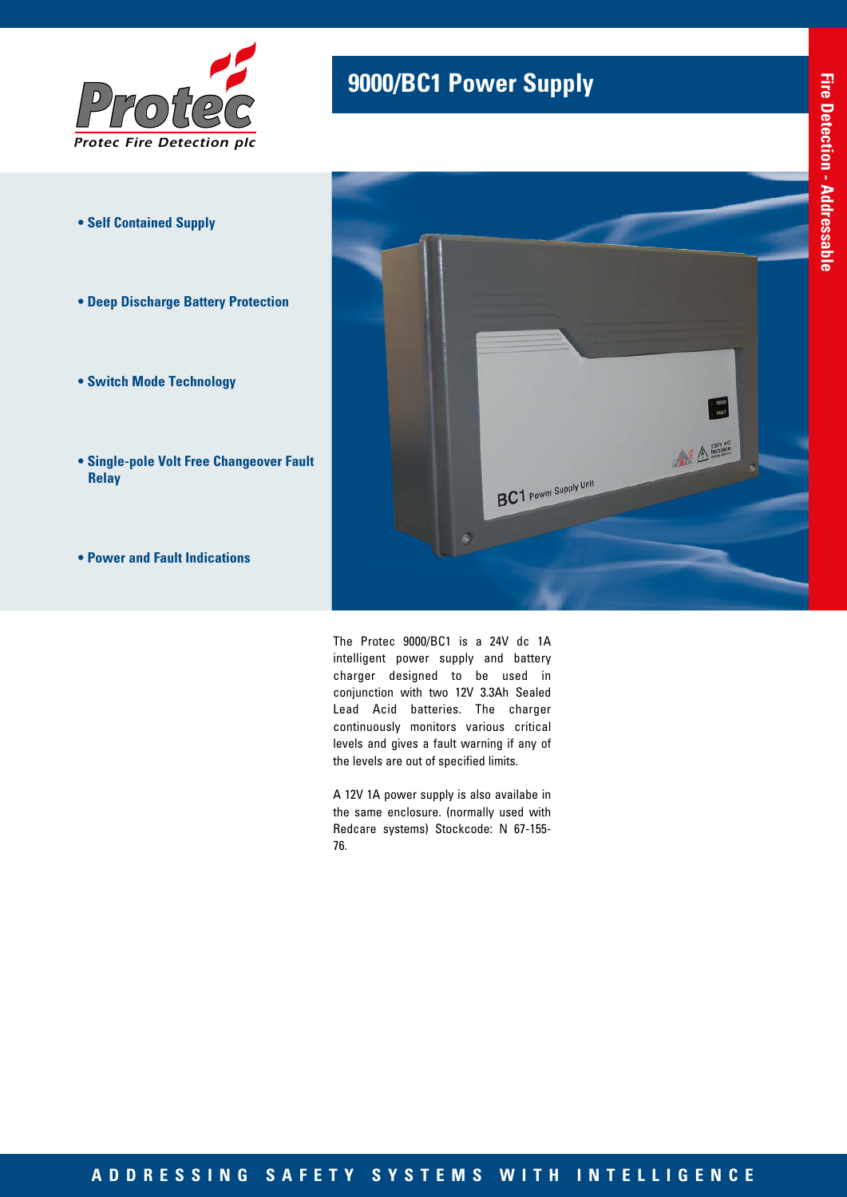Protec Fire Detection plc

# 9000/BC1 Power Supply

Fire Detection - Addressable

- **Self Contained Supply**
- **Deep Discharge Battery Protection**
- **Switch Mode Technology**
- **Single-pole Volt Free Changeover Fault Relay**
- **Power and Fault Indications**

The Protec 9000/BC1 is a 24V dc 1A intelligent power supply and battery charger designed to be used in conjunction with two 12V 3.3Ah Sealed Lead Acid batteries. The charger continuously monitors various critical levels and gives a fault warning if any of the levels are out of specified limits.

A 12V 1A power supply is also availabe in the same enclosure. (normally used with Redcare systems) Stockcode: N 67-155-76.

ADDRESSING SAFETY SYSTEMS WITH INTELLIGENCE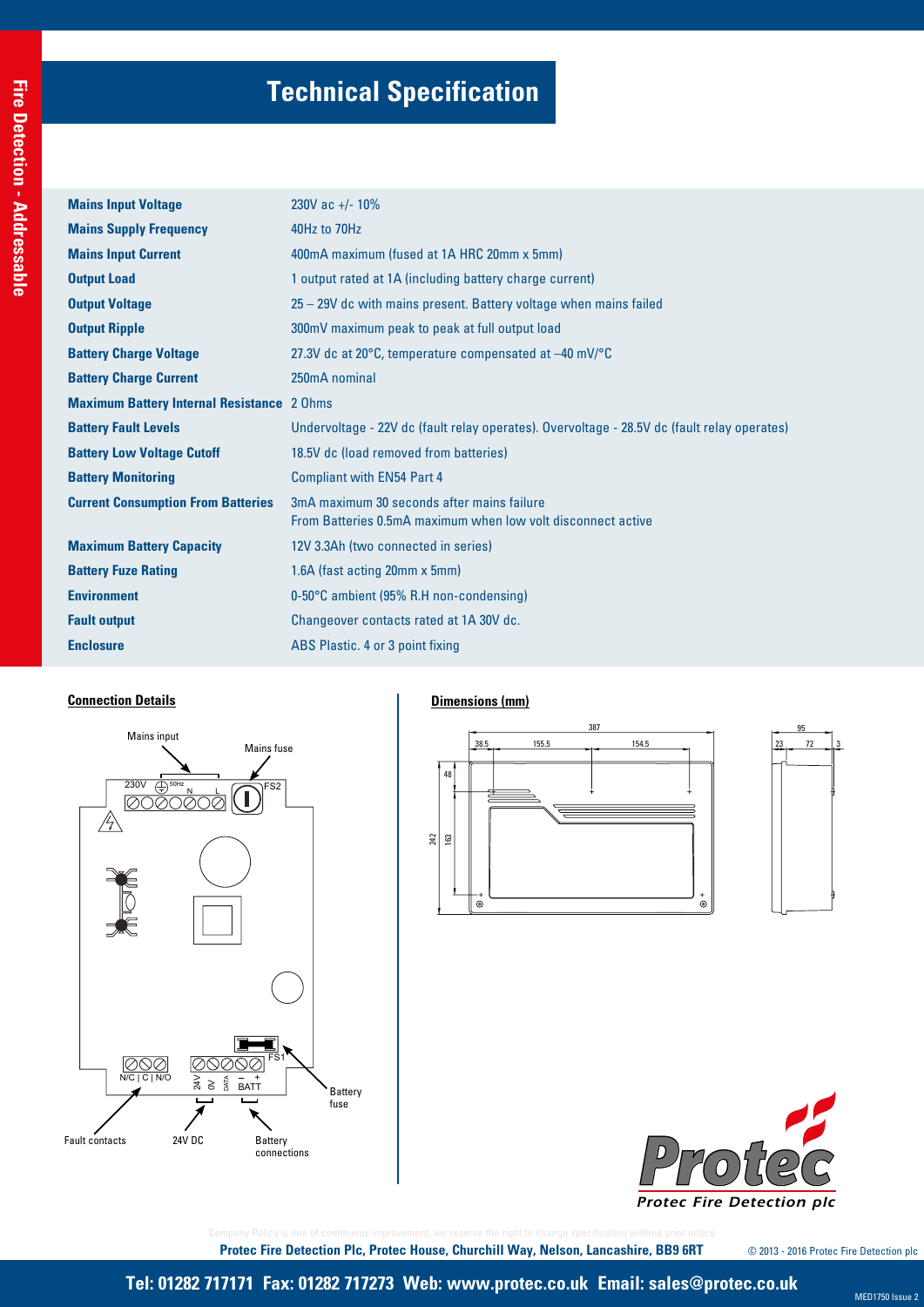# Technical Specification

| | |
|---|---|
| **Mains Input Voltage** | 230V ac +/- 10% |
| **Mains Supply Frequency** | 40Hz to 70Hz |
| **Mains Input Current** | 400mA maximum (fused at 1A HRC 20mm x 5mm) |
| **Output Load** | 1 output rated at 1A (including battery charge current) |
| **Output Voltage** | 25 – 29V dc with mains present. Battery voltage when mains failed |
| **Output Ripple** | 300mV maximum peak to peak at full output load |
| **Battery Charge Voltage** | 27.3V dc at 20°C, temperature compensated at –40 mV/°C |
| **Battery Charge Current** | 250mA nominal |
| **Maximum Battery Internal Resistance** | 2 Ohms |
| **Battery Fault Levels** | Undervoltage - 22V dc (fault relay operates). Overvoltage - 28.5V dc (fault relay operates) |
| **Battery Low Voltage Cutoff** | 18.5V dc (load removed from batteries) |
| **Battery Monitoring** | Compliant with EN54 Part 4 |
| **Current Consumption From Batteries** | 3mA maximum 30 seconds after mains failure<br>From Batteries 0.5mA maximum when low volt disconnect active |
| **Maximum Battery Capacity** | 12V 3.3Ah (two connected in series) |
| **Battery Fuze Rating** | 1.6A (fast acting 20mm x 5mm) |
| **Environment** | 0-50°C ambient (95% R.H non-condensing) |
| **Fault output** | Changeover contacts rated at 1A 30V dc. |
| **Enclosure** | ABS Plastic. 4 or 3 point fixing |

**Connection Details**

Mains input
Mains fuse
230V 50Hz N L
FS2
FS1
N/C | C | N/O
24V 0V DATA – + BATT
Battery fuse
Fault contacts
24V DC
Battery connections

**Dimensions (mm)**

387
38.5 155.5 154.5
48
242
163
95
23 72 3

Protec Fire Detection plc

Company Policy is one of continuous improvement, we reserve the right to change specification without prior notice

**Protec Fire Detection Plc, Protec House, Churchill Way, Nelson, Lancashire, BB9 6RT**

© 2013 - 2016 Protec Fire Detection plc

**Tel: 01282 717171 Fax: 01282 717273 Web: www.protec.co.uk Email: sales@protec.co.uk**

MED1750 Issue 2